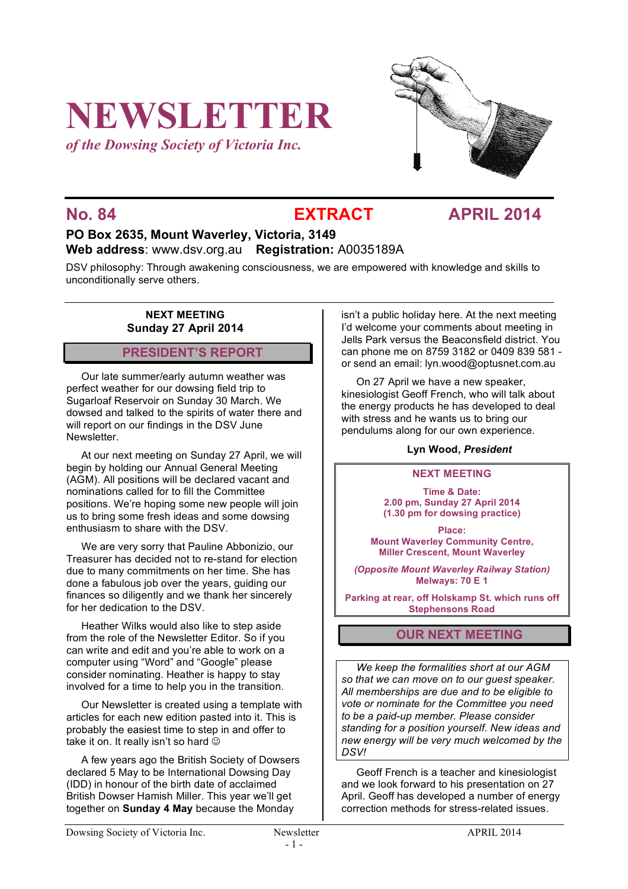# NEWSLETTER

*of the Dowsing Society of Victoria Inc.*

**No. 84** **EXTRACT** **APRIL 2014**

**PO Box 2635, Mount Waverley, Victoria, 3149**
**Web address**: www.dsv.org.au **Registration:** A0035189A

DSV philosophy: Through awakening consciousness, we are empowered with knowledge and skills to unconditionally serve others.

**NEXT MEETING**
**Sunday 27 April 2014**

## PRESIDENT'S REPORT

Our late summer/early autumn weather was perfect weather for our dowsing field trip to Sugarloaf Reservoir on Sunday 30 March. We dowsed and talked to the spirits of water there and will report on our findings in the DSV June Newsletter.

At our next meeting on Sunday 27 April, we will begin by holding our Annual General Meeting (AGM). All positions will be declared vacant and nominations called for to fill the Committee positions. We're hoping some new people will join us to bring some fresh ideas and some dowsing enthusiasm to share with the DSV.

We are very sorry that Pauline Abbonizio, our Treasurer has decided not to re-stand for election due to many commitments on her time. She has done a fabulous job over the years, guiding our finances so diligently and we thank her sincerely for her dedication to the DSV.

Heather Wilks would also like to step aside from the role of the Newsletter Editor. So if you can write and edit and you're able to work on a computer using "Word" and "Google" please consider nominating. Heather is happy to stay involved for a time to help you in the transition.

Our Newsletter is created using a template with articles for each new edition pasted into it. This is probably the easiest time to step in and offer to take it on. It really isn't so hard ☺

A few years ago the British Society of Dowsers declared 5 May to be International Dowsing Day (IDD) in honour of the birth date of acclaimed British Dowser Hamish Miller. This year we'll get together on **Sunday 4 May** because the Monday isn't a public holiday here. At the next meeting I'd welcome your comments about meeting in Jells Park versus the Beaconsfield district. You can phone me on 8759 3182 or 0409 839 581 - or send an email: lyn.wood@optusnet.com.au

On 27 April we have a new speaker, kinesiologist Geoff French, who will talk about the energy products he has developed to deal with stress and he wants us to bring our pendulums along for our own experience.

**Lyn Wood, *President***

**NEXT MEETING**

**Time & Date:**
**2.00 pm, Sunday 27 April 2014**
**(1.30 pm for dowsing practice)**

**Place:**
**Mount Waverley Community Centre,**
**Miller Crescent, Mount Waverley**

***(Opposite Mount Waverley Railway Station)***
**Melways: 70 E 1**

**Parking at rear, off Holskamp St. which runs off Stephensons Road**

## OUR NEXT MEETING

*We keep the formalities short at our AGM so that we can move on to our guest speaker. All memberships are due and to be eligible to vote or nominate for the Committee you need to be a paid-up member. Please consider standing for a position yourself. New ideas and new energy will be very much welcomed by the DSV!*

Geoff French is a teacher and kinesiologist and we look forward to his presentation on 27 April. Geoff has developed a number of energy correction methods for stress-related issues.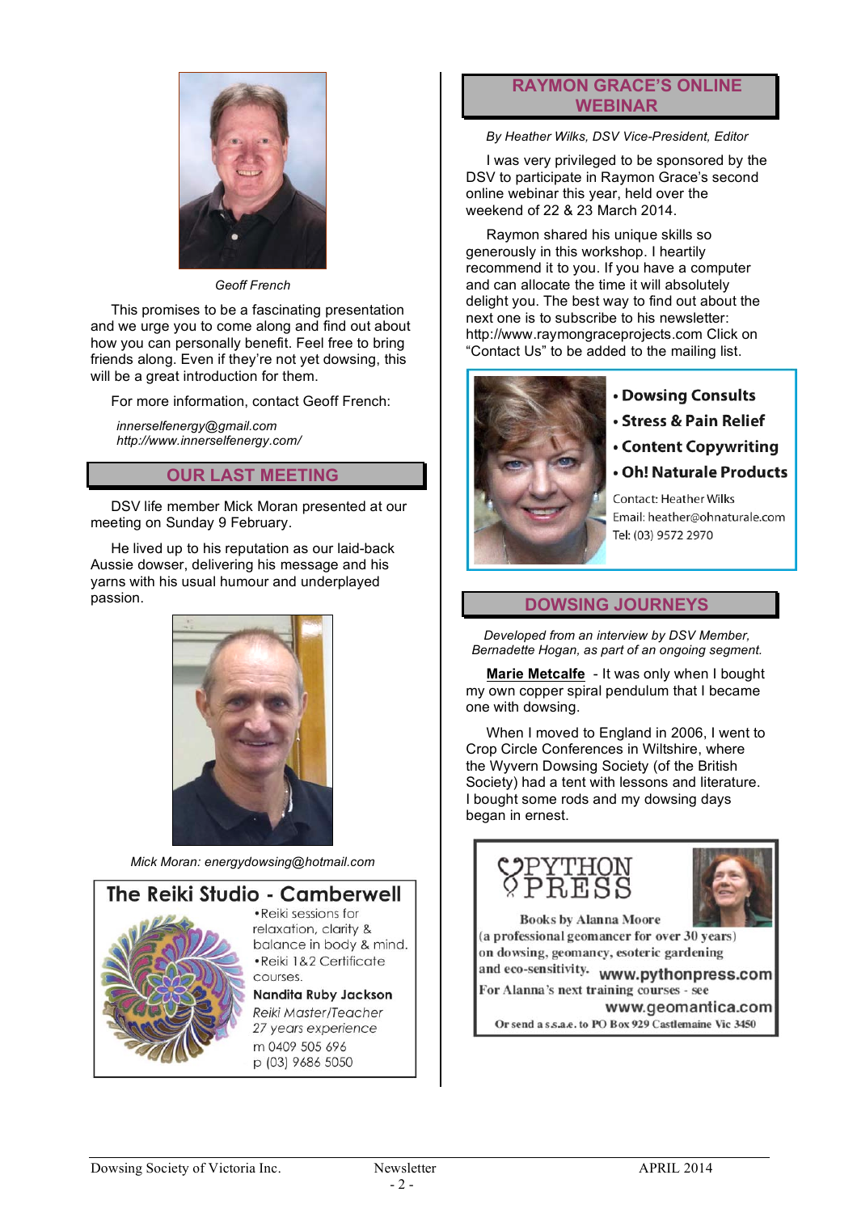*Geoff French*

This promises to be a fascinating presentation and we urge you to come along and find out about how you can personally benefit. Feel free to bring friends along. Even if they're not yet dowsing, this will be a great introduction for them.

For more information, contact Geoff French:

*innerselfenergy@gmail.com*
*http://www.innerselfenergy.com/*

## OUR LAST MEETING

DSV life member Mick Moran presented at our meeting on Sunday 9 February.

He lived up to his reputation as our laid-back Aussie dowser, delivering his message and his yarns with his usual humour and underplayed passion.

*Mick Moran: energydowsing@hotmail.com*

**The Reiki Studio - Camberwell**

- Reiki sessions for relaxation, clarity & balance in body & mind.
- Reiki 1&2 Certificate courses.

**Nandita Ruby Jackson**
*Reiki Master/Teacher*
*27 years experience*
m 0409 505 696
p (03) 9686 5050

## RAYMON GRACE'S ONLINE WEBINAR

*By Heather Wilks, DSV Vice-President, Editor*

I was very privileged to be sponsored by the DSV to participate in Raymon Grace's second online webinar this year, held over the weekend of 22 & 23 March 2014.

Raymon shared his unique skills so generously in this workshop. I heartily recommend it to you. If you have a computer and can allocate the time it will absolutely delight you. The best way to find out about the next one is to subscribe to his newsletter: http://www.raymongraceprojects.com Click on "Contact Us" to be added to the mailing list.

- **Dowsing Consults**
- **Stress & Pain Relief**
- **Content Copywriting**
- **Oh! Naturale Products**

Contact: Heather Wilks
Email: heather@ohnaturale.com
Tel: (03) 9572 2970

## DOWSING JOURNEYS

*Developed from an interview by DSV Member, Bernadette Hogan, as part of an ongoing segment.*

**Marie Metcalfe** - It was only when I bought my own copper spiral pendulum that I became one with dowsing.

When I moved to England in 2006, I went to Crop Circle Conferences in Wiltshire, where the Wyvern Dowsing Society (of the British Society) had a tent with lessons and literature. I bought some rods and my dowsing days began in ernest.

**PYTHON PRESS**

Books by Alanna Moore
(a professional geomancer for over 30 years)
on dowsing, geomancy, esoteric gardening
and eco-sensitivity. www.pythonpress.com
For Alanna's next training courses - see
www.geomantica.com
Or send a s.s.a.e. to PO Box 929 Castlemaine Vic 3450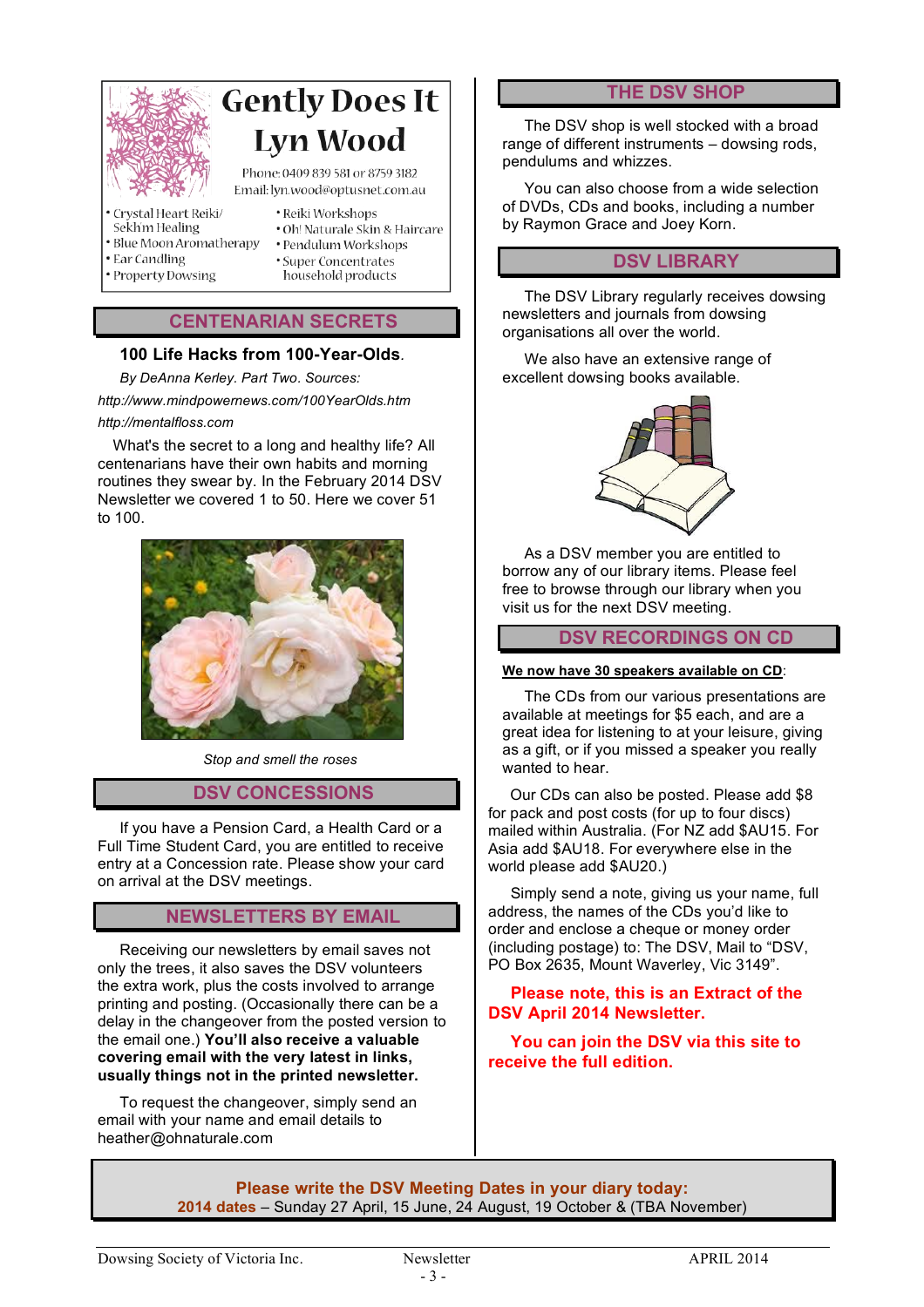# Gently Does It
# Lyn Wood

Phone: 0409 839 581 or 8759 3182
Email: lyn.wood@optusnet.com.au

- Crystal Heart Reiki/ Sekhm Healing
- Blue Moon Aromatherapy
- Ear Candling
- Property Dowsing
- Reiki Workshops
- Oh! Naturale Skin & Haircare
- Pendulum Workshops
- Super Concentrates household products

## CENTENARIAN SECRETS

**100 Life Hacks from 100-Year-Olds**.

*By DeAnna Kerley. Part Two. Sources:*

*http://www.mindpowernews.com/100YearOlds.htm*

*http://mentalfloss.com*

What's the secret to a long and healthy life? All centenarians have their own habits and morning routines they swear by. In the February 2014 DSV Newsletter we covered 1 to 50. Here we cover 51 to 100.

*Stop and smell the roses*

## DSV CONCESSIONS

If you have a Pension Card, a Health Card or a Full Time Student Card, you are entitled to receive entry at a Concession rate. Please show your card on arrival at the DSV meetings.

## NEWSLETTERS BY EMAIL

Receiving our newsletters by email saves not only the trees, it also saves the DSV volunteers the extra work, plus the costs involved to arrange printing and posting. (Occasionally there can be a delay in the changeover from the posted version to the email one.) **You'll also receive a valuable covering email with the very latest in links, usually things not in the printed newsletter.**

To request the changeover, simply send an email with your name and email details to heather@ohnaturale.com

## THE DSV SHOP

The DSV shop is well stocked with a broad range of different instruments – dowsing rods, pendulums and whizzes.

You can also choose from a wide selection of DVDs, CDs and books, including a number by Raymon Grace and Joey Korn.

## DSV LIBRARY

The DSV Library regularly receives dowsing newsletters and journals from dowsing organisations all over the world.

We also have an extensive range of excellent dowsing books available.

As a DSV member you are entitled to borrow any of our library items. Please feel free to browse through our library when you visit us for the next DSV meeting.

## DSV RECORDINGS ON CD

**We now have 30 speakers available on CD**:

The CDs from our various presentations are available at meetings for $5 each, and are a great idea for listening to at your leisure, giving as a gift, or if you missed a speaker you really wanted to hear.

Our CDs can also be posted. Please add $8 for pack and post costs (for up to four discs) mailed within Australia. (For NZ add $AU15. For Asia add $AU18. For everywhere else in the world please add $AU20.)

Simply send a note, giving us your name, full address, the names of the CDs you'd like to order and enclose a cheque or money order (including postage) to: The DSV, Mail to "DSV, PO Box 2635, Mount Waverley, Vic 3149".

**Please note, this is an Extract of the DSV April 2014 Newsletter.**

**You can join the DSV via this site to receive the full edition.**

**Please write the DSV Meeting Dates in your diary today:**
**2014 dates** – Sunday 27 April, 15 June, 24 August, 19 October & (TBA November)